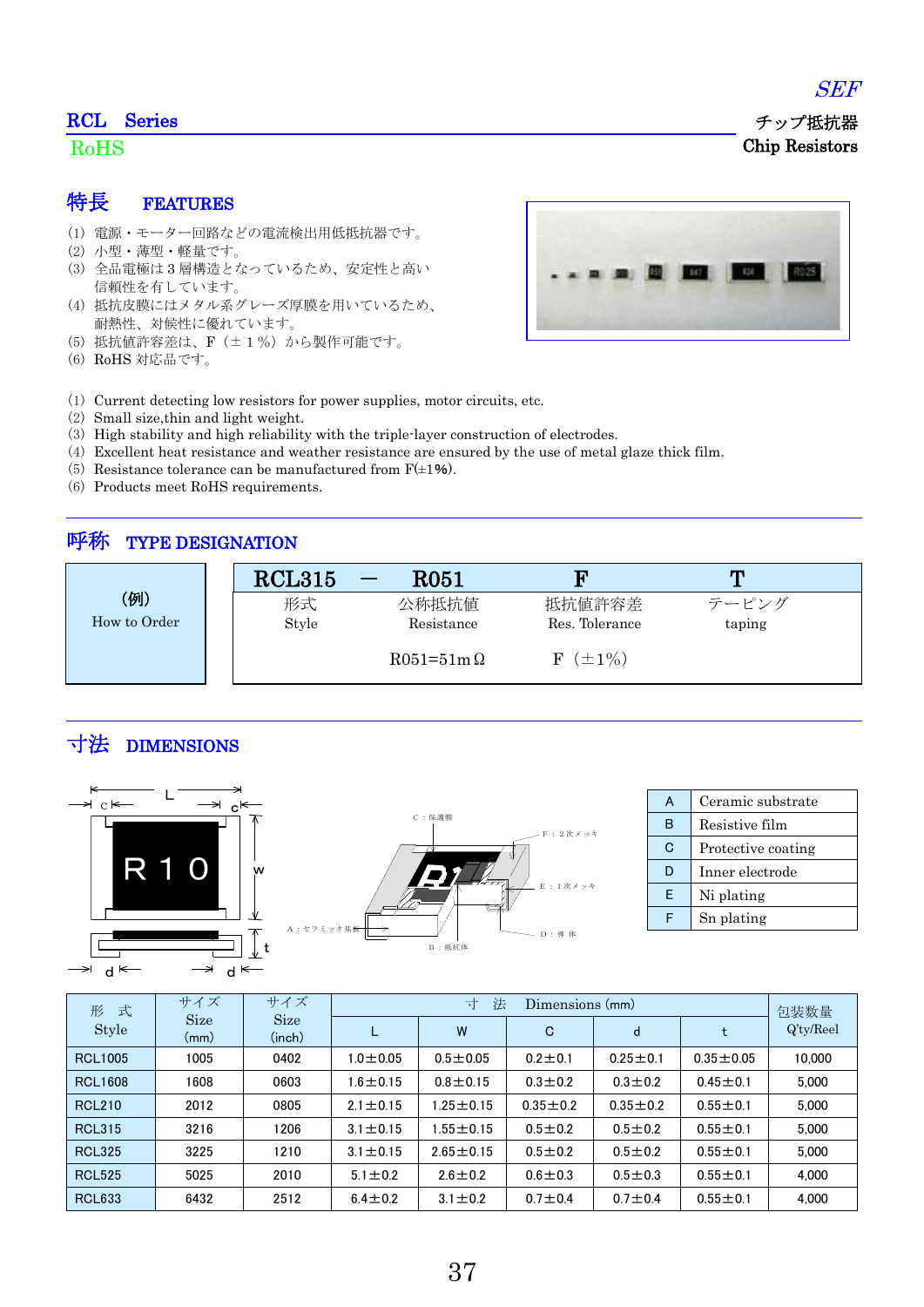SEF

## RCL Series

RoHS

チップ抵抗器
Chip Resistors

## 特長 FEATURES

(1) 電源・モーター回路などの電流検出用低抵抗器です。
(2) 小型・薄型・軽量です。
(3) 全品電極は３層構造となっているため、安定性と高い信頼性を有しています。
(4) 抵抗皮膜にはメタル系グレーズ厚膜を用いているため、耐熱性、対候性に優れています。
(5) 抵抗値許容差は、F（±１%）から製作可能です。
(6) RoHS 対応品です。

(1) Current detecting low resistors for power supplies, motor circuits, etc.
(2) Small size,thin and light weight.
(3) High stability and high reliability with the triple-layer construction of electrodes.
(4) Excellent heat resistance and weather resistance are ensured by the use of metal glaze thick film.
(5) Resistance tolerance can be manufactured from F(±1%).
(6) Products meet RoHS requirements.

## 呼称 TYPE DESIGNATION

| (例) How to Order | RCL315 | — | R051 | F | T |
|---|---|---|---|---|---|
| | 形式 Style | | 公称抵抗値 Resistance | 抵抗値許容差 Res. Tolerance | テーピング taping |
| | | | R051=51mΩ | F（±1%） | |

## 寸法 DIMENSIONS

| | |
|---|---|
| A | Ceramic substrate |
| B | Resistive film |
| C | Protective coating |
| D | Inner electrode |
| E | Ni plating |
| F | Sn plating |

| 形 式 Style | サイズ Size (mm) | サイズ Size (inch) | 寸 法 Dimensions (mm) | | | | | 包装数量 Q'ty/Reel |
|---|---|---|---|---|---|---|---|---|
| | | | L | W | C | d | t | |
| RCL1005 | 1005 | 0402 | 1.0±0.05 | 0.5±0.05 | 0.2±0.1 | 0.25±0.1 | 0.35±0.05 | 10,000 |
| RCL1608 | 1608 | 0603 | 1.6±0.15 | 0.8±0.15 | 0.3±0.2 | 0.3±0.2 | 0.45±0.1 | 5,000 |
| RCL210 | 2012 | 0805 | 2.1±0.15 | 1.25±0.15 | 0.35±0.2 | 0.35±0.2 | 0.55±0.1 | 5,000 |
| RCL315 | 3216 | 1206 | 3.1±0.15 | 1.55±0.15 | 0.5±0.2 | 0.5±0.2 | 0.55±0.1 | 5,000 |
| RCL325 | 3225 | 1210 | 3.1±0.15 | 2.65±0.15 | 0.5±0.2 | 0.5±0.2 | 0.55±0.1 | 5,000 |
| RCL525 | 5025 | 2010 | 5.1±0.2 | 2.6±0.2 | 0.6±0.3 | 0.5±0.3 | 0.55±0.1 | 4,000 |
| RCL633 | 6432 | 2512 | 6.4±0.2 | 3.1±0.2 | 0.7±0.4 | 0.7±0.4 | 0.55±0.1 | 4,000 |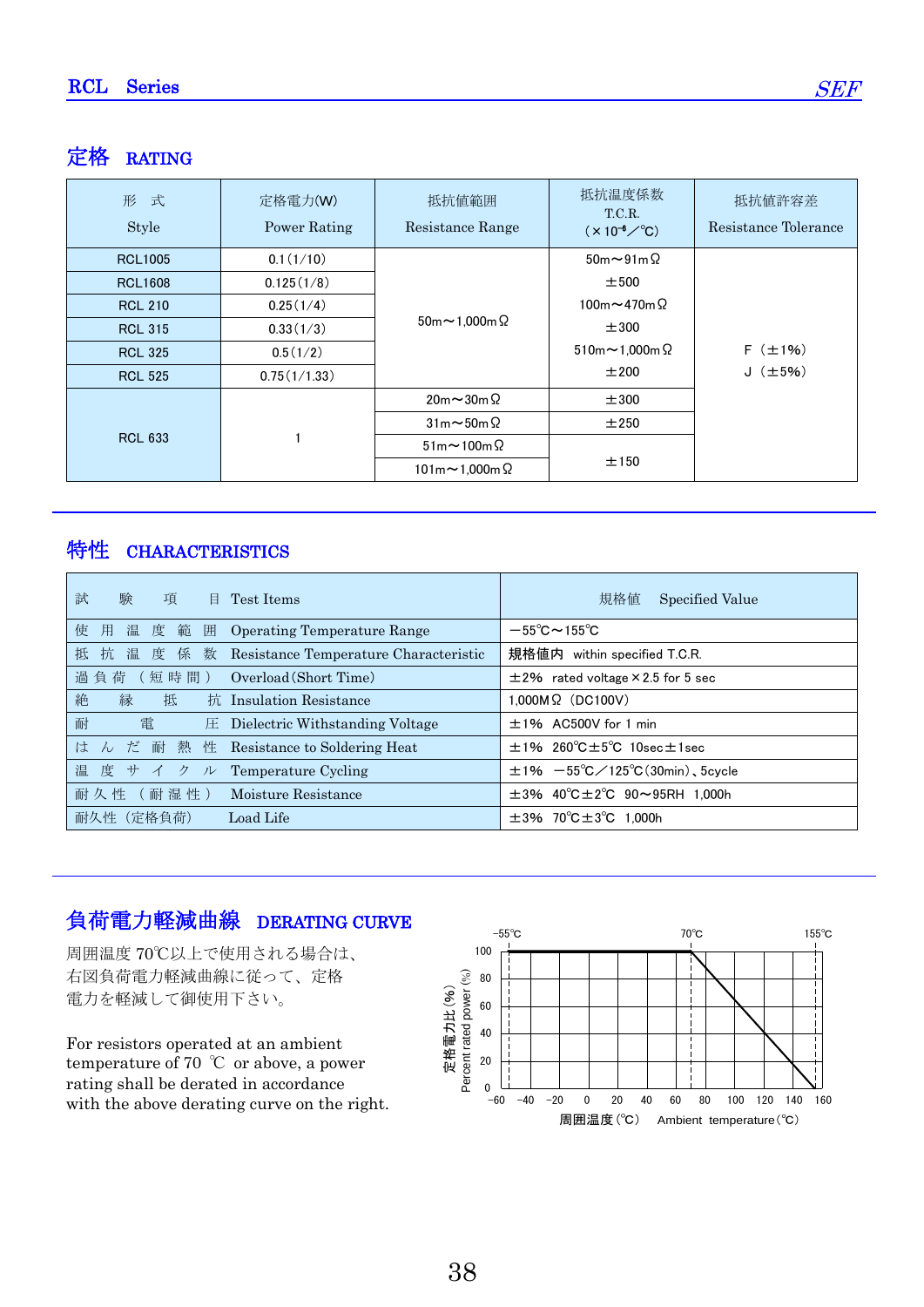## 定格　RATING

| 形　式 Style | 定格電力(W) Power Rating | 抵抗値範囲 Resistance Range | 抵抗温度係数 T.C.R. (×10⁻⁶／℃) | 抵抗値許容差 Resistance Tolerance |
|---|---|---|---|---|
| RCL1005 | 0.1(1/10) | 50m～1,000mΩ | 50m～91mΩ ±500 100m～470mΩ ±300 510m～1,000mΩ ±200 | F（±1%） J（±5%） |
| RCL1608 | 0.125(1/8) | | | |
| RCL 210 | 0.25(1/4) | | | |
| RCL 315 | 0.33(1/3) | | | |
| RCL 325 | 0.5(1/2) | | | |
| RCL 525 | 0.75(1/1.33) | | | |
| RCL 633 | 1 | 20m～30mΩ | ±300 | |
| | | 31m～50mΩ | ±250 | |
| | | 51m～100mΩ | ±150 | |
| | | 101m～1,000mΩ | | |

## 特性　CHARACTERISTICS

| 試　験　項　目 Test Items | 規格値　Specified Value |
|---|---|
| 使用温度範囲 Operating Temperature Range | −55℃～155℃ |
| 抵抗温度係数 Resistance Temperature Characteristic | 規格値内　within specified T.C.R. |
| 過負荷（短時間） Overload(Short Time) | ±2%　rated voltage×2.5 for 5 sec |
| 絶縁抵抗 Insulation Resistance | 1,000MΩ（DC100V） |
| 耐電圧 Dielectric Withstanding Voltage | ±1%　AC500V for 1 min |
| はんだ耐熱性 Resistance to Soldering Heat | ±1%　260℃±5℃　10sec±1sec |
| 温度サイクル Temperature Cycling | ±1%　−55℃／125℃(30min)、5cycle |
| 耐久性（耐湿性） Moisture Resistance | ±3%　40℃±2℃　90～95RH　1,000h |
| 耐久性（定格負荷） Load Life | ±3%　70℃±3℃　1,000h |

## 負荷電力軽減曲線　DERATING CURVE

周囲温度 70℃以上で使用される場合は、右図負荷電力軽減曲線に従って、定格電力を軽減して御使用下さい。

For resistors operated at an ambient temperature of 70 ℃ or above, a power rating shall be derated in accordance with the above derating curve on the right.

-55℃　70℃　155℃

定格電力比 (%) Percent rated power (%)

100, 80, 60, 40, 20, 0

−60　−40　−20　0　20　40　60　80　100　120　140　160

周囲温度（℃）　Ambient temperature（℃）